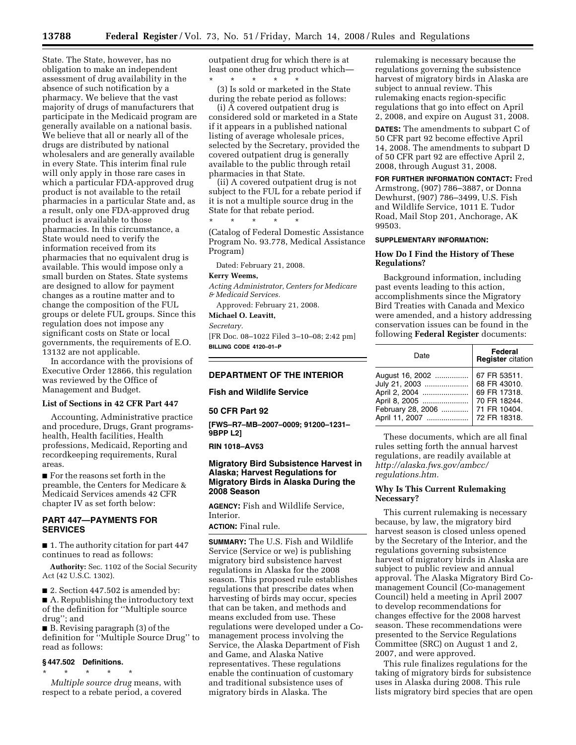State. The State, however, has no obligation to make an independent assessment of drug availability in the absence of such notification by a pharmacy. We believe that the vast majority of drugs of manufacturers that participate in the Medicaid program are generally available on a national basis. We believe that all or nearly all of the drugs are distributed by national wholesalers and are generally available in every State. This interim final rule will only apply in those rare cases in which a particular FDA-approved drug product is not available to the retail pharmacies in a particular State and, as a result, only one FDA-approved drug product is available to those pharmacies. In this circumstance, a State would need to verify the information received from its pharmacies that no equivalent drug is available. This would impose only a small burden on States. State systems are designed to allow for payment changes as a routine matter and to change the composition of the FUL groups or delete FUL groups. Since this regulation does not impose any significant costs on State or local governments, the requirements of E.O. 13132 are not applicable.

In accordance with the provisions of Executive Order 12866, this regulation was reviewed by the Office of Management and Budget.

### List of Sections in 42 CFR Part 447

Accounting, Administrative practice and procedure, Drugs, Grant programs-health, Health facilities, Health professions, Medicaid, Reporting and recordkeeping requirements, Rural areas.

■ For the reasons set forth in the preamble, the Centers for Medicare & Medicaid Services amends 42 CFR chapter IV as set forth below:

## PART 447—PAYMENTS FOR SERVICES

■ 1. The authority citation for part 447 continues to read as follows:

**Authority:** Sec. 1102 of the Social Security Act (42 U.S.C. 1302).

■ 2. Section 447.502 is amended by:
■ A. Republishing the introductory text of the definition for ''Multiple source drug''; and
■ B. Revising paragraph (3) of the definition for ''Multiple Source Drug'' to read as follows:

### § 447.502 Definitions.

\* \* \* \* \*

*Multiple source drug* means, with respect to a rebate period, a covered outpatient drug for which there is at least one other drug product which—

\* \* \* \* \*

(3) Is sold or marketed in the State during the rebate period as follows:

(i) A covered outpatient drug is considered sold or marketed in a State if it appears in a published national listing of average wholesale prices, selected by the Secretary, provided the covered outpatient drug is generally available to the public through retail pharmacies in that State.

(ii) A covered outpatient drug is not subject to the FUL for a rebate period if it is not a multiple source drug in the State for that rebate period.

\* \* \* \* \*

(Catalog of Federal Domestic Assistance Program No. 93.778, Medical Assistance Program)

Dated: February 21, 2008.

**Kerry Weems,**

*Acting Administrator, Centers for Medicare & Medicaid Services.*

Approved: February 21, 2008.

**Michael O. Leavitt,**

*Secretary.*

[FR Doc. 08–1022 Filed 3–10–08; 2:42 pm]

**BILLING CODE 4120–01–P**

---

## DEPARTMENT OF THE INTERIOR

### Fish and Wildlife Service

### 50 CFR Part 92

**[FWS–R7–MB–2007–0009; 91200–1231–9BPP L2]**

**RIN 1018–AV53**

### Migratory Bird Subsistence Harvest in Alaska; Harvest Regulations for Migratory Birds in Alaska During the 2008 Season

**AGENCY:** Fish and Wildlife Service, Interior.

**ACTION:** Final rule.

**SUMMARY:** The U.S. Fish and Wildlife Service (Service or we) is publishing migratory bird subsistence harvest regulations in Alaska for the 2008 season. This proposed rule establishes regulations that prescribe dates when harvesting of birds may occur, species that can be taken, and methods and means excluded from use. These regulations were developed under a Co-management process involving the Service, the Alaska Department of Fish and Game, and Alaska Native representatives. These regulations enable the continuation of customary and traditional subsistence uses of migratory birds in Alaska. The rulemaking is necessary because the regulations governing the subsistence harvest of migratory birds in Alaska are subject to annual review. This rulemaking enacts region-specific regulations that go into effect on April 2, 2008, and expire on August 31, 2008.

**DATES:** The amendments to subpart C of 50 CFR part 92 become effective April 14, 2008. The amendments to subpart D of 50 CFR part 92 are effective April 2, 2008, through August 31, 2008.

**FOR FURTHER INFORMATION CONTACT:** Fred Armstrong, (907) 786–3887, or Donna Dewhurst, (907) 786–3499, U.S. Fish and Wildlife Service, 1011 E. Tudor Road, Mail Stop 201, Anchorage, AK 99503.

**SUPPLEMENTARY INFORMATION:**

### How Do I Find the History of These Regulations?

Background information, including past events leading to this action, accomplishments since the Migratory Bird Treaties with Canada and Mexico were amended, and a history addressing conservation issues can be found in the following **Federal Register** documents:

| Date | Federal Register citation |
|---|---|
| August 16, 2002 | 67 FR 53511. |
| July 21, 2003 | 68 FR 43010. |
| April 2, 2004 | 69 FR 17318. |
| April 8, 2005 | 70 FR 18244. |
| February 28, 2006 | 71 FR 10404. |
| April 11, 2007 | 72 FR 18318. |

These documents, which are all final rules setting forth the annual harvest regulations, are readily available at *http://alaska.fws.gov/ambcc/regulations.htm.*

### Why Is This Current Rulemaking Necessary?

This current rulemaking is necessary because, by law, the migratory bird harvest season is closed unless opened by the Secretary of the Interior, and the regulations governing subsistence harvest of migratory birds in Alaska are subject to public review and annual approval. The Alaska Migratory Bird Co-management Council (Co-management Council) held a meeting in April 2007 to develop recommendations for changes effective for the 2008 harvest season. These recommendations were presented to the Service Regulations Committee (SRC) on August 1 and 2, 2007, and were approved.

This rule finalizes regulations for the taking of migratory birds for subsistence uses in Alaska during 2008. This rule lists migratory bird species that are open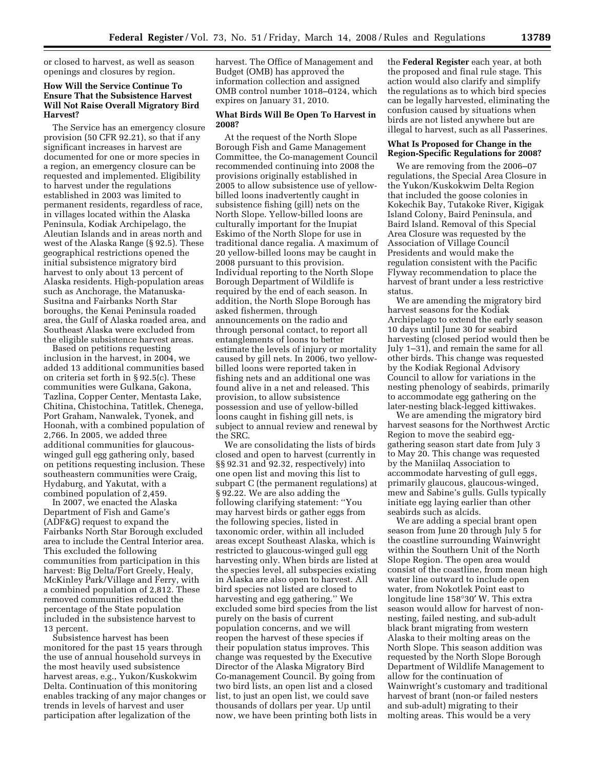or closed to harvest, as well as season openings and closures by region.

### How Will the Service Continue To Ensure That the Subsistence Harvest Will Not Raise Overall Migratory Bird Harvest?

The Service has an emergency closure provision (50 CFR 92.21), so that if any significant increases in harvest are documented for one or more species in a region, an emergency closure can be requested and implemented. Eligibility to harvest under the regulations established in 2003 was limited to permanent residents, regardless of race, in villages located within the Alaska Peninsula, Kodiak Archipelago, the Aleutian Islands and in areas north and west of the Alaska Range (§ 92.5). These geographical restrictions opened the initial subsistence migratory bird harvest to only about 13 percent of Alaska residents. High-population areas such as Anchorage, the Matanuska-Susitna and Fairbanks North Star boroughs, the Kenai Peninsula roaded area, the Gulf of Alaska roaded area, and Southeast Alaska were excluded from the eligible subsistence harvest areas.

Based on petitions requesting inclusion in the harvest, in 2004, we added 13 additional communities based on criteria set forth in § 92.5(c). These communities were Gulkana, Gakona, Tazlina, Copper Center, Mentasta Lake, Chitina, Chistochina, Tatitlek, Chenega, Port Graham, Nanwalek, Tyonek, and Hoonah, with a combined population of 2,766. In 2005, we added three additional communities for glaucous-winged gull egg gathering only, based on petitions requesting inclusion. These southeastern communities were Craig, Hydaburg, and Yakutat, with a combined population of 2,459.

In 2007, we enacted the Alaska Department of Fish and Game's (ADF&G) request to expand the Fairbanks North Star Borough excluded area to include the Central Interior area. This excluded the following communities from participation in this harvest: Big Delta/Fort Greely, Healy, McKinley Park/Village and Ferry, with a combined population of 2,812. These removed communities reduced the percentage of the State population included in the subsistence harvest to 13 percent.

Subsistence harvest has been monitored for the past 15 years through the use of annual household surveys in the most heavily used subsistence harvest areas, e.g., Yukon/Kuskokwim Delta. Continuation of this monitoring enables tracking of any major changes or trends in levels of harvest and user participation after legalization of the harvest. The Office of Management and Budget (OMB) has approved the information collection and assigned OMB control number 1018–0124, which expires on January 31, 2010.

### What Birds Will Be Open To Harvest in 2008?

At the request of the North Slope Borough Fish and Game Management Committee, the Co-management Council recommended continuing into 2008 the provisions originally established in 2005 to allow subsistence use of yellow-billed loons inadvertently caught in subsistence fishing (gill) nets on the North Slope. Yellow-billed loons are culturally important for the Inupiat Eskimo of the North Slope for use in traditional dance regalia. A maximum of 20 yellow-billed loons may be caught in 2008 pursuant to this provision. Individual reporting to the North Slope Borough Department of Wildlife is required by the end of each season. In addition, the North Slope Borough has asked fishermen, through announcements on the radio and through personal contact, to report all entanglements of loons to better estimate the levels of injury or mortality caused by gill nets. In 2006, two yellow-billed loons were reported taken in fishing nets and an additional one was found alive in a net and released. This provision, to allow subsistence possession and use of yellow-billed loons caught in fishing gill nets, is subject to annual review and renewal by the SRC.

We are consolidating the lists of birds closed and open to harvest (currently in §§ 92.31 and 92.32, respectively) into one open list and moving this list to subpart C (the permanent regulations) at § 92.22. We are also adding the following clarifying statement: "You may harvest birds or gather eggs from the following species, listed in taxonomic order, within all included areas except Southeast Alaska, which is restricted to glaucous-winged gull egg harvesting only. When birds are listed at the species level, all subspecies existing in Alaska are also open to harvest. All bird species not listed are closed to harvesting and egg gathering." We excluded some bird species from the list purely on the basis of current population concerns, and we will reopen the harvest of these species if their population status improves. This change was requested by the Executive Director of the Alaska Migratory Bird Co-management Council. By going from two bird lists, an open list and a closed list, to just an open list, we could save thousands of dollars per year. Up until now, we have been printing both lists in the **Federal Register** each year, at both the proposed and final rule stage. This action would also clarify and simplify the regulations as to which bird species can be legally harvested, eliminating the confusion caused by situations when birds are not listed anywhere but are illegal to harvest, such as all Passerines.

### What Is Proposed for Change in the Region-Specific Regulations for 2008?

We are removing from the 2006–07 regulations, the Special Area Closure in the Yukon/Kuskokwim Delta Region that included the goose colonies in Kokechik Bay, Tutakoke River, Kigigak Island Colony, Baird Peninsula, and Baird Island. Removal of this Special Area Closure was requested by the Association of Village Council Presidents and would make the regulation consistent with the Pacific Flyway recommendation to place the harvest of brant under a less restrictive status.

We are amending the migratory bird harvest seasons for the Kodiak Archipelago to extend the early season 10 days until June 30 for seabird harvesting (closed period would then be July 1–31), and remain the same for all other birds. This change was requested by the Kodiak Regional Advisory Council to allow for variations in the nesting phenology of seabirds, primarily to accommodate egg gathering on the later-nesting black-legged kittiwakes.

We are amending the migratory bird harvest seasons for the Northwest Arctic Region to move the seabird egg-gathering season start date from July 3 to May 20. This change was requested by the Maniilaq Association to accommodate harvesting of gull eggs, primarily glaucous, glaucous-winged, mew and Sabine's gulls. Gulls typically initiate egg laying earlier than other seabirds such as alcids.

We are adding a special brant open season from June 20 through July 5 for the coastline surrounding Wainwright within the Southern Unit of the North Slope Region. The open area would consist of the coastline, from mean high water line outward to include open water, from Nokotlek Point east to longitude line 158°30′ W. This extra season would allow for harvest of non-nesting, failed nesting, and sub-adult black brant migrating from western Alaska to their molting areas on the North Slope. This season addition was requested by the North Slope Borough Department of Wildlife Management to allow for the continuation of Wainwright's customary and traditional harvest of brant (non-or failed nesters and sub-adult) migrating to their molting areas. This would be a very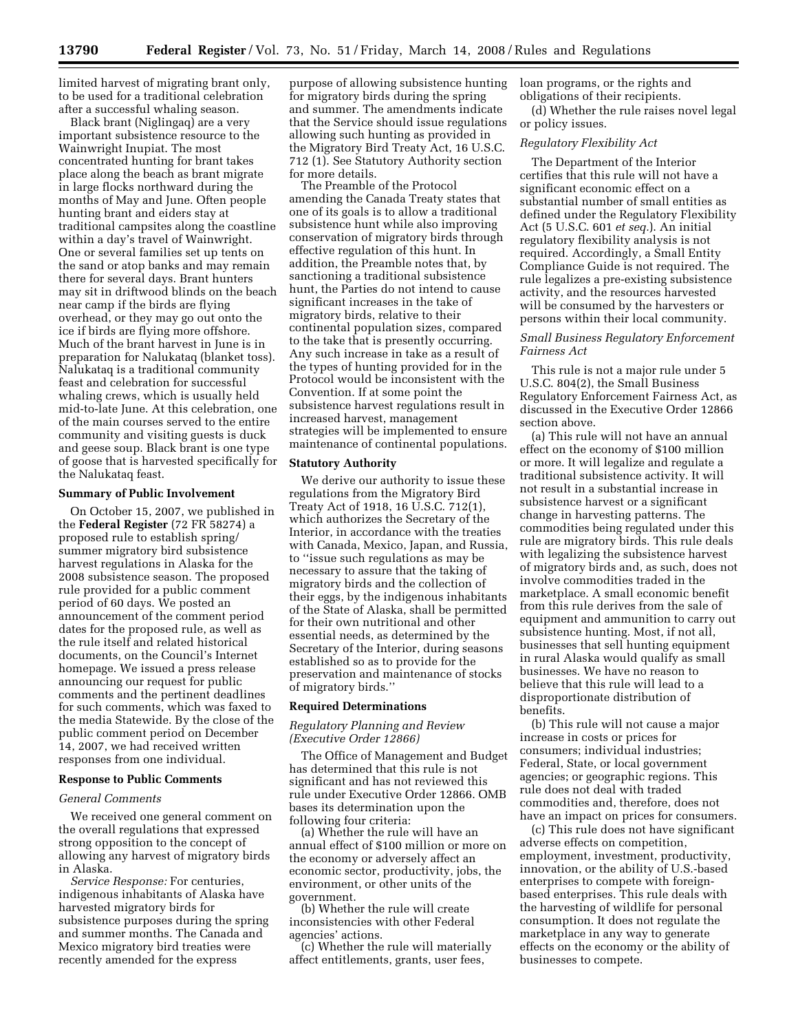limited harvest of migrating brant only, to be used for a traditional celebration after a successful whaling season.

Black brant (Niglingaq) are a very important subsistence resource to the Wainwright Inupiat. The most concentrated hunting for brant takes place along the beach as brant migrate in large flocks northward during the months of May and June. Often people hunting brant and eiders stay at traditional campsites along the coastline within a day's travel of Wainwright. One or several families set up tents on the sand or atop banks and may remain there for several days. Brant hunters may sit in driftwood blinds on the beach near camp if the birds are flying overhead, or they may go out onto the ice if birds are flying more offshore. Much of the brant harvest in June is in preparation for Nalukataq (blanket toss). Nalukataq is a traditional community feast and celebration for successful whaling crews, which is usually held mid-to-late June. At this celebration, one of the main courses served to the entire community and visiting guests is duck and geese soup. Black brant is one type of goose that is harvested specifically for the Nalukataq feast.

## Summary of Public Involvement

On October 15, 2007, we published in the **Federal Register** (72 FR 58274) a proposed rule to establish spring/summer migratory bird subsistence harvest regulations in Alaska for the 2008 subsistence season. The proposed rule provided for a public comment period of 60 days. We posted an announcement of the comment period dates for the proposed rule, as well as the rule itself and related historical documents, on the Council's Internet homepage. We issued a press release announcing our request for public comments and the pertinent deadlines for such comments, which was faxed to the media Statewide. By the close of the public comment period on December 14, 2007, we had received written responses from one individual.

## Response to Public Comments

### *General Comments*

We received one general comment on the overall regulations that expressed strong opposition to the concept of allowing any harvest of migratory birds in Alaska.

*Service Response:* For centuries, indigenous inhabitants of Alaska have harvested migratory birds for subsistence purposes during the spring and summer months. The Canada and Mexico migratory bird treaties were recently amended for the express purpose of allowing subsistence hunting for migratory birds during the spring and summer. The amendments indicate that the Service should issue regulations allowing such hunting as provided in the Migratory Bird Treaty Act, 16 U.S.C. 712 (1). See Statutory Authority section for more details.

The Preamble of the Protocol amending the Canada Treaty states that one of its goals is to allow a traditional subsistence hunt while also improving conservation of migratory birds through effective regulation of this hunt. In addition, the Preamble notes that, by sanctioning a traditional subsistence hunt, the Parties do not intend to cause significant increases in the take of migratory birds, relative to their continental population sizes, compared to the take that is presently occurring. Any such increase in take as a result of the types of hunting provided for in the Protocol would be inconsistent with the Convention. If at some point the subsistence harvest regulations result in increased harvest, management strategies will be implemented to ensure maintenance of continental populations.

## Statutory Authority

We derive our authority to issue these regulations from the Migratory Bird Treaty Act of 1918, 16 U.S.C. 712(1), which authorizes the Secretary of the Interior, in accordance with the treaties with Canada, Mexico, Japan, and Russia, to "issue such regulations as may be necessary to assure that the taking of migratory birds and the collection of their eggs, by the indigenous inhabitants of the State of Alaska, shall be permitted for their own nutritional and other essential needs, as determined by the Secretary of the Interior, during seasons established so as to provide for the preservation and maintenance of stocks of migratory birds."

## Required Determinations

### *Regulatory Planning and Review (Executive Order 12866)*

The Office of Management and Budget has determined that this rule is not significant and has not reviewed this rule under Executive Order 12866. OMB bases its determination upon the following four criteria:

(a) Whether the rule will have an annual effect of $100 million or more on the economy or adversely affect an economic sector, productivity, jobs, the environment, or other units of the government.

(b) Whether the rule will create inconsistencies with other Federal agencies' actions.

(c) Whether the rule will materially affect entitlements, grants, user fees, loan programs, or the rights and obligations of their recipients.

(d) Whether the rule raises novel legal or policy issues.

### *Regulatory Flexibility Act*

The Department of the Interior certifies that this rule will not have a significant economic effect on a substantial number of small entities as defined under the Regulatory Flexibility Act (5 U.S.C. 601 *et seq.*). An initial regulatory flexibility analysis is not required. Accordingly, a Small Entity Compliance Guide is not required. The rule legalizes a pre-existing subsistence activity, and the resources harvested will be consumed by the harvesters or persons within their local community.

### *Small Business Regulatory Enforcement Fairness Act*

This rule is not a major rule under 5 U.S.C. 804(2), the Small Business Regulatory Enforcement Fairness Act, as discussed in the Executive Order 12866 section above.

(a) This rule will not have an annual effect on the economy of $100 million or more. It will legalize and regulate a traditional subsistence activity. It will not result in a substantial increase in subsistence harvest or a significant change in harvesting patterns. The commodities being regulated under this rule are migratory birds. This rule deals with legalizing the subsistence harvest of migratory birds and, as such, does not involve commodities traded in the marketplace. A small economic benefit from this rule derives from the sale of equipment and ammunition to carry out subsistence hunting. Most, if not all, businesses that sell hunting equipment in rural Alaska would qualify as small businesses. We have no reason to believe that this rule will lead to a disproportionate distribution of benefits.

(b) This rule will not cause a major increase in costs or prices for consumers; individual industries; Federal, State, or local government agencies; or geographic regions. This rule does not deal with traded commodities and, therefore, does not have an impact on prices for consumers.

(c) This rule does not have significant adverse effects on competition, employment, investment, productivity, innovation, or the ability of U.S.-based enterprises to compete with foreign-based enterprises. This rule deals with the harvesting of wildlife for personal consumption. It does not regulate the marketplace in any way to generate effects on the economy or the ability of businesses to compete.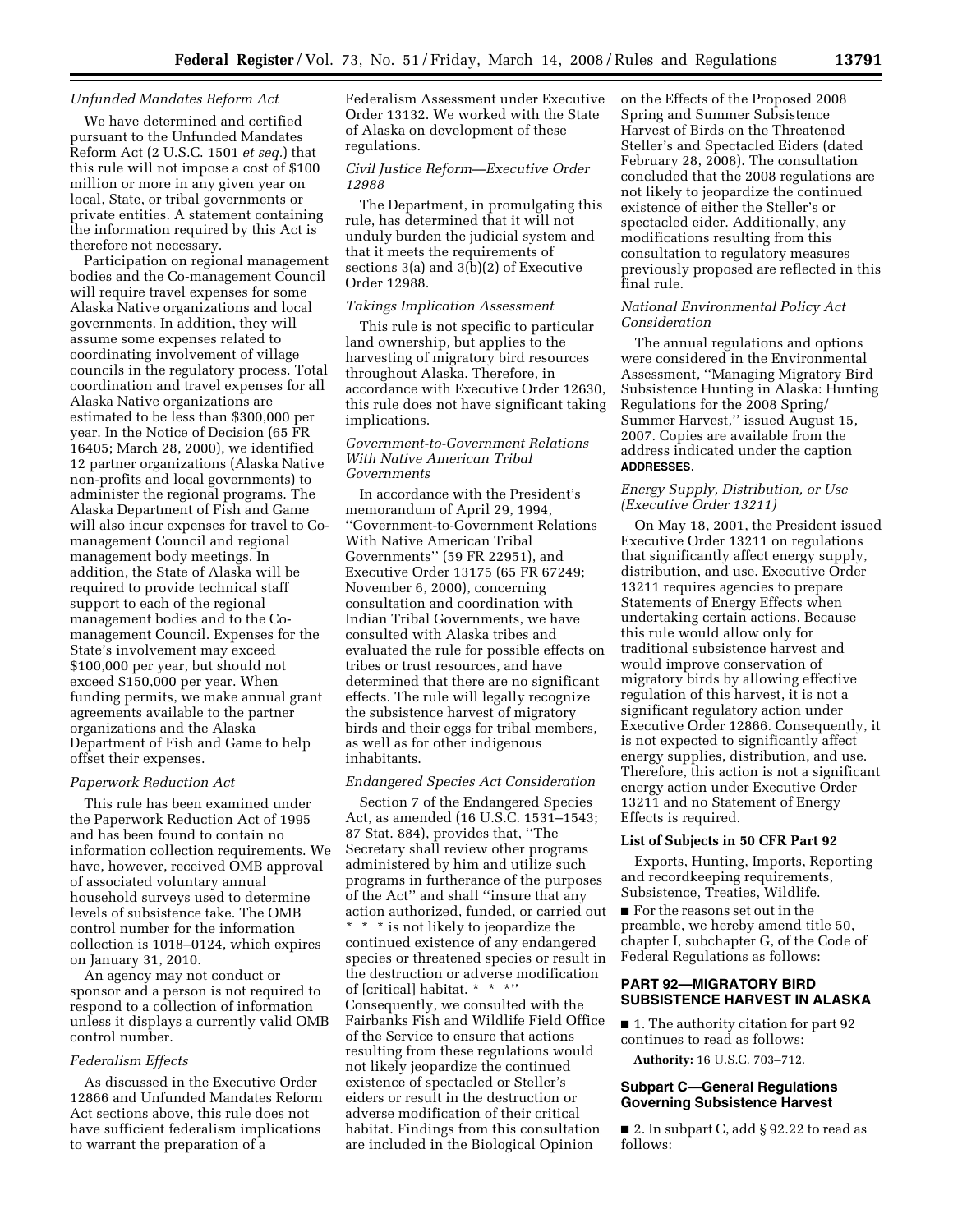*Unfunded Mandates Reform Act*

We have determined and certified pursuant to the Unfunded Mandates Reform Act (2 U.S.C. 1501 *et seq.*) that this rule will not impose a cost of $100 million or more in any given year on local, State, or tribal governments or private entities. A statement containing the information required by this Act is therefore not necessary.

Participation on regional management bodies and the Co-management Council will require travel expenses for some Alaska Native organizations and local governments. In addition, they will assume some expenses related to coordinating involvement of village councils in the regulatory process. Total coordination and travel expenses for all Alaska Native organizations are estimated to be less than $300,000 per year. In the Notice of Decision (65 FR 16405; March 28, 2000), we identified 12 partner organizations (Alaska Native non-profits and local governments) to administer the regional programs. The Alaska Department of Fish and Game will also incur expenses for travel to Co-management Council and regional management body meetings. In addition, the State of Alaska will be required to provide technical staff support to each of the regional management bodies and to the Co-management Council. Expenses for the State's involvement may exceed $100,000 per year, but should not exceed $150,000 per year. When funding permits, we make annual grant agreements available to the partner organizations and the Alaska Department of Fish and Game to help offset their expenses.

*Paperwork Reduction Act*

This rule has been examined under the Paperwork Reduction Act of 1995 and has been found to contain no information collection requirements. We have, however, received OMB approval of associated voluntary annual household surveys used to determine levels of subsistence take. The OMB control number for the information collection is 1018–0124, which expires on January 31, 2010.

An agency may not conduct or sponsor and a person is not required to respond to a collection of information unless it displays a currently valid OMB control number.

*Federalism Effects*

As discussed in the Executive Order 12866 and Unfunded Mandates Reform Act sections above, this rule does not have sufficient federalism implications to warrant the preparation of a Federalism Assessment under Executive Order 13132. We worked with the State of Alaska on development of these regulations.

*Civil Justice Reform—Executive Order 12988*

The Department, in promulgating this rule, has determined that it will not unduly burden the judicial system and that it meets the requirements of sections 3(a) and 3(b)(2) of Executive Order 12988.

*Takings Implication Assessment*

This rule is not specific to particular land ownership, but applies to the harvesting of migratory bird resources throughout Alaska. Therefore, in accordance with Executive Order 12630, this rule does not have significant taking implications.

*Government-to-Government Relations With Native American Tribal Governments*

In accordance with the President's memorandum of April 29, 1994, "Government-to-Government Relations With Native American Tribal Governments" (59 FR 22951), and Executive Order 13175 (65 FR 67249; November 6, 2000), concerning consultation and coordination with Indian Tribal Governments, we have consulted with Alaska tribes and evaluated the rule for possible effects on tribes or trust resources, and have determined that there are no significant effects. The rule will legally recognize the subsistence harvest of migratory birds and their eggs for tribal members, as well as for other indigenous inhabitants.

*Endangered Species Act Consideration*

Section 7 of the Endangered Species Act, as amended (16 U.S.C. 1531–1543; 87 Stat. 884), provides that, "The Secretary shall review other programs administered by him and utilize such programs in furtherance of the purposes of the Act" and shall "insure that any action authorized, funded, or carried out * * * is not likely to jeopardize the continued existence of any endangered species or threatened species or result in the destruction or adverse modification of [critical] habitat. * * *" Consequently, we consulted with the Fairbanks Fish and Wildlife Field Office of the Service to ensure that actions resulting from these regulations would not likely jeopardize the continued existence of spectacled or Steller's eiders or result in the destruction or adverse modification of their critical habitat. Findings from this consultation are included in the Biological Opinion on the Effects of the Proposed 2008 Spring and Summer Subsistence Harvest of Birds on the Threatened Steller's and Spectacled Eiders (dated February 28, 2008). The consultation concluded that the 2008 regulations are not likely to jeopardize the continued existence of either the Steller's or spectacled eider. Additionally, any modifications resulting from this consultation to regulatory measures previously proposed are reflected in this final rule.

*National Environmental Policy Act Consideration*

The annual regulations and options were considered in the Environmental Assessment, "Managing Migratory Bird Subsistence Hunting in Alaska: Hunting Regulations for the 2008 Spring/Summer Harvest," issued August 15, 2007. Copies are available from the address indicated under the caption **ADDRESSES**.

*Energy Supply, Distribution, or Use (Executive Order 13211)*

On May 18, 2001, the President issued Executive Order 13211 on regulations that significantly affect energy supply, distribution, and use. Executive Order 13211 requires agencies to prepare Statements of Energy Effects when undertaking certain actions. Because this rule would allow only for traditional subsistence harvest and would improve conservation of migratory birds by allowing effective regulation of this harvest, it is not a significant regulatory action under Executive Order 12866. Consequently, it is not expected to significantly affect energy supplies, distribution, and use. Therefore, this action is not a significant energy action under Executive Order 13211 and no Statement of Energy Effects is required.

**List of Subjects in 50 CFR Part 92**

Exports, Hunting, Imports, Reporting and recordkeeping requirements, Subsistence, Treaties, Wildlife.

■ For the reasons set out in the preamble, we hereby amend title 50, chapter I, subchapter G, of the Code of Federal Regulations as follows:

## PART 92—MIGRATORY BIRD SUBSISTENCE HARVEST IN ALASKA

■ 1. The authority citation for part 92 continues to read as follows:

**Authority:** 16 U.S.C. 703–712.

### Subpart C—General Regulations Governing Subsistence Harvest

■ 2. In subpart C, add § 92.22 to read as follows: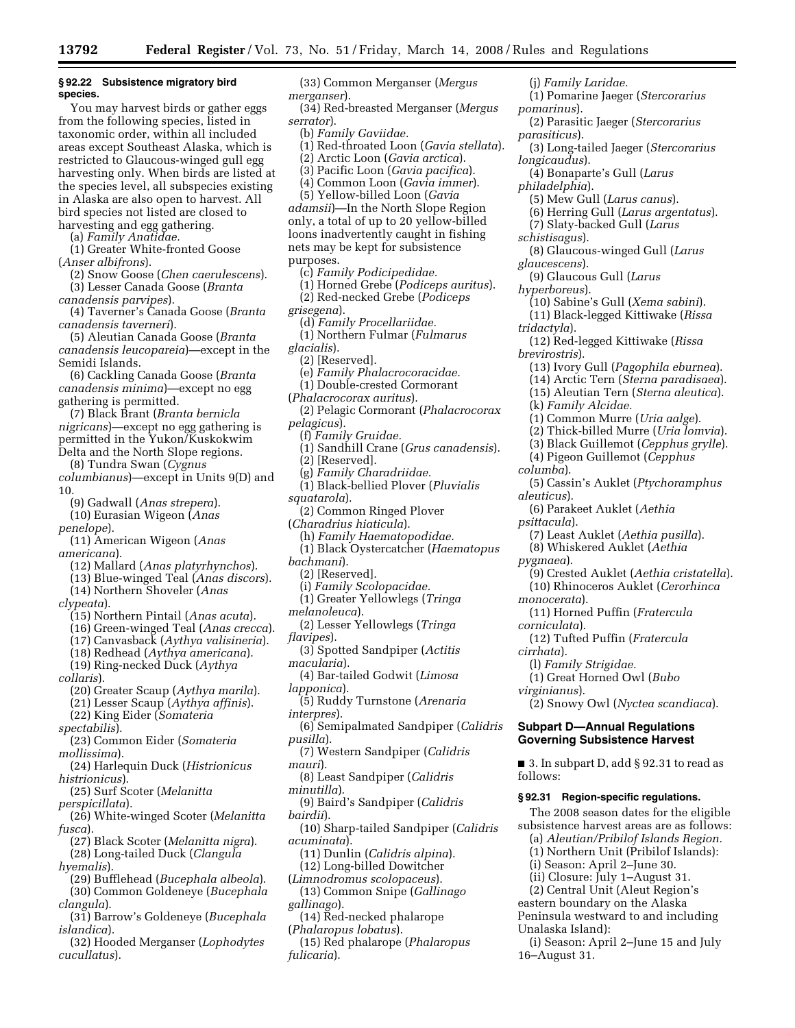### § 92.22 Subsistence migratory bird species.

You may harvest birds or gather eggs from the following species, listed in taxonomic order, within all included areas except Southeast Alaska, which is restricted to Glaucous-winged gull egg harvesting only. When birds are listed at the species level, all subspecies existing in Alaska are also open to harvest. All bird species not listed are closed to harvesting and egg gathering.

(a) *Family Anatidae.*

(1) Greater White-fronted Goose (*Anser albifrons*).

(2) Snow Goose (*Chen caerulescens*).

(3) Lesser Canada Goose (*Branta canadensis parvipes*).

(4) Taverner's Canada Goose (*Branta canadensis taverneri*).

(5) Aleutian Canada Goose (*Branta canadensis leucopareia*)—except in the Semidi Islands.

(6) Cackling Canada Goose (*Branta canadensis minima*)—except no egg gathering is permitted.

(7) Black Brant (*Branta bernicla nigricans*)—except no egg gathering is permitted in the Yukon/Kuskokwim Delta and the North Slope regions.

(8) Tundra Swan (*Cygnus columbianus*)—except in Units 9(D) and 10.

(9) Gadwall (*Anas strepera*).

(10) Eurasian Wigeon (*Anas penelope*).

(11) American Wigeon (*Anas americana*).

(12) Mallard (*Anas platyrhynchos*).

(13) Blue-winged Teal (*Anas discors*).

(14) Northern Shoveler (*Anas clypeata*).

(15) Northern Pintail (*Anas acuta*).

(16) Green-winged Teal (*Anas crecca*).

(17) Canvasback (*Aythya valisineria*).

(18) Redhead (*Aythya americana*).

(19) Ring-necked Duck (*Aythya collaris*).

(20) Greater Scaup (*Aythya marila*).

(21) Lesser Scaup (*Aythya affinis*).

(22) King Eider (*Somateria spectabilis*).

(23) Common Eider (*Somateria mollissima*).

(24) Harlequin Duck (*Histrionicus histrionicus*).

(25) Surf Scoter (*Melanitta perspicillata*).

(26) White-winged Scoter (*Melanitta fusca*).

(27) Black Scoter (*Melanitta nigra*).

(28) Long-tailed Duck (*Clangula hyemalis*).

(29) Bufflehead (*Bucephala albeola*).

(30) Common Goldeneye (*Bucephala clangula*).

(31) Barrow's Goldeneye (*Bucephala islandica*).

(32) Hooded Merganser (*Lophodytes cucullatus*).

(33) Common Merganser (*Mergus merganser*).

(34) Red-breasted Merganser (*Mergus serrator*).

(b) *Family Gaviidae.*

(1) Red-throated Loon (*Gavia stellata*).

(2) Arctic Loon (*Gavia arctica*).

(3) Pacific Loon (*Gavia pacifica*).

(4) Common Loon (*Gavia immer*).

(5) Yellow-billed Loon (*Gavia adamsii*)—In the North Slope Region only, a total of up to 20 yellow-billed loons inadvertently caught in fishing nets may be kept for subsistence purposes.

(c) *Family Podicipedidae.*

(1) Horned Grebe (*Podiceps auritus*).

(2) Red-necked Grebe (*Podiceps grisegena*).

(d) *Family Procellariidae.*

(1) Northern Fulmar (*Fulmarus glacialis*).

(2) [Reserved].

(e) *Family Phalacrocoracidae.*

(1) Double-crested Cormorant (*Phalacrocorax auritus*).

(2) Pelagic Cormorant (*Phalacrocorax pelagicus*).

(f) *Family Gruidae.*

(1) Sandhill Crane (*Grus canadensis*).

(2) [Reserved].

(g) *Family Charadriidae.*

(1) Black-bellied Plover (*Pluvialis squatarola*).

(2) Common Ringed Plover (*Charadrius hiaticula*).

(h) *Family Haematopodidae.*

(1) Black Oystercatcher (*Haematopus bachmani*).

(2) [Reserved].

(i) *Family Scolopacidae.*

(1) Greater Yellowlegs (*Tringa melanoleuca*).

(2) Lesser Yellowlegs (*Tringa flavipes*).

(3) Spotted Sandpiper (*Actitis macularia*).

(4) Bar-tailed Godwit (*Limosa lapponica*).

(5) Ruddy Turnstone (*Arenaria interpres*).

(6) Semipalmated Sandpiper (*Calidris pusilla*).

(7) Western Sandpiper (*Calidris mauri*).

(8) Least Sandpiper (*Calidris minutilla*).

(9) Baird's Sandpiper (*Calidris bairdii*).

(10) Sharp-tailed Sandpiper (*Calidris acuminata*).

(11) Dunlin (*Calidris alpina*).

(12) Long-billed Dowitcher (*Limnodromus scolopaceus*).

(13) Common Snipe (*Gallinago gallinago*).

(14) Red-necked phalarope (*Phalaropus lobatus*).

(15) Red phalarope (*Phalaropus fulicaria*).

(j) *Family Laridae.*

(1) Pomarine Jaeger (*Stercorarius pomarinus*).

(2) Parasitic Jaeger (*Stercorarius parasiticus*).

(3) Long-tailed Jaeger (*Stercorarius longicaudus*).

(4) Bonaparte's Gull (*Larus philadelphia*).

(5) Mew Gull (*Larus canus*).

(6) Herring Gull (*Larus argentatus*).

(7) Slaty-backed Gull (*Larus schistisagus*).

(8) Glaucous-winged Gull (*Larus glaucescens*).

(9) Glaucous Gull (*Larus hyperboreus*).

(10) Sabine's Gull (*Xema sabini*).

(11) Black-legged Kittiwake (*Rissa tridactyla*).

(12) Red-legged Kittiwake (*Rissa brevirostris*).

(13) Ivory Gull (*Pagophila eburnea*).

(14) Arctic Tern (*Sterna paradisaea*).

(15) Aleutian Tern (*Sterna aleutica*).

(k) *Family Alcidae.*

(1) Common Murre (*Uria aalge*).

(2) Thick-billed Murre (*Uria lomvia*).

(3) Black Guillemot (*Cepphus grylle*).

(4) Pigeon Guillemot (*Cepphus columba*).

(5) Cassin's Auklet (*Ptychoramphus aleuticus*).

(6) Parakeet Auklet (*Aethia psittacula*).

(7) Least Auklet (*Aethia pusilla*).

(8) Whiskered Auklet (*Aethia pygmaea*).

(9) Crested Auklet (*Aethia cristatella*).

(10) Rhinoceros Auklet (*Cerorhinca monocerata*).

(11) Horned Puffin (*Fratercula corniculata*).

(12) Tufted Puffin (*Fratercula cirrhata*).

(l) *Family Strigidae.*

(1) Great Horned Owl (*Bubo virginianus*).

(2) Snowy Owl (*Nyctea scandiaca*).

## Subpart D—Annual Regulations Governing Subsistence Harvest

■ 3. In subpart D, add § 92.31 to read as follows:

### § 92.31 Region-specific regulations.

The 2008 season dates for the eligible subsistence harvest areas are as follows:

(a) *Aleutian/Pribilof Islands Region.*

(1) Northern Unit (Pribilof Islands):

(i) Season: April 2–June 30.

(ii) Closure: July 1–August 31.

(2) Central Unit (Aleut Region's eastern boundary on the Alaska Peninsula westward to and including Unalaska Island):

(i) Season: April 2–June 15 and July 16–August 31.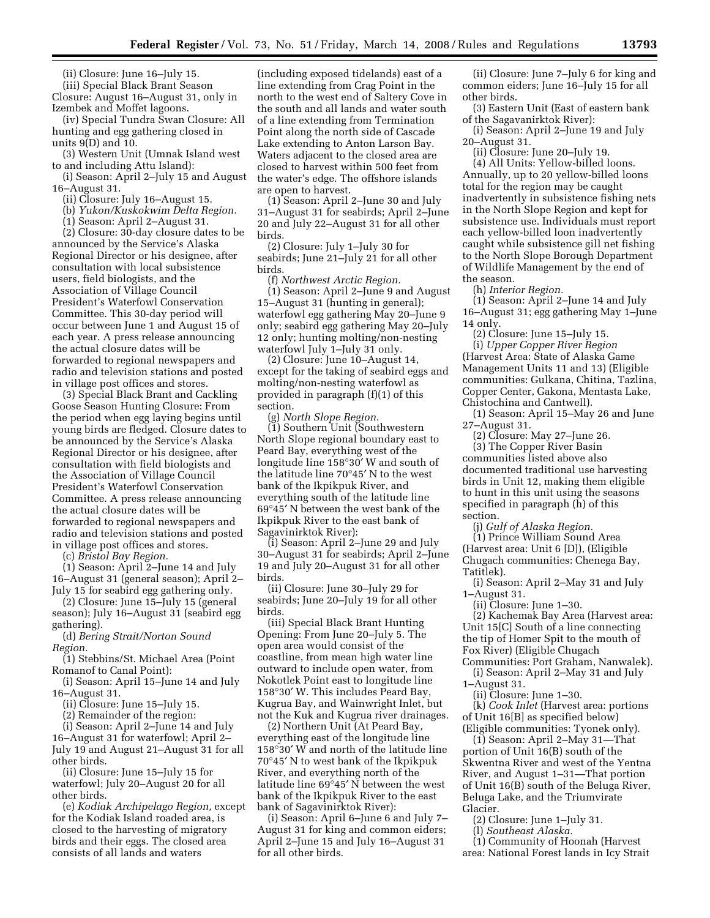(ii) Closure: June 16–July 15.

(iii) Special Black Brant Season Closure: August 16–August 31, only in Izembek and Moffet lagoons.

(iv) Special Tundra Swan Closure: All hunting and egg gathering closed in units 9(D) and 10.

(3) Western Unit (Umnak Island west to and including Attu Island):

(i) Season: April 2–July 15 and August 16–August 31.

(ii) Closure: July 16–August 15.

(b) *Yukon/Kuskokwim Delta Region.*

(1) Season: April 2–August 31.

(2) Closure: 30-day closure dates to be announced by the Service's Alaska Regional Director or his designee, after consultation with local subsistence users, field biologists, and the Association of Village Council President's Waterfowl Conservation Committee. This 30-day period will occur between June 1 and August 15 of each year. A press release announcing the actual closure dates will be forwarded to regional newspapers and radio and television stations and posted in village post offices and stores.

(3) Special Black Brant and Cackling Goose Season Hunting Closure: From the period when egg laying begins until young birds are fledged. Closure dates to be announced by the Service's Alaska Regional Director or his designee, after consultation with field biologists and the Association of Village Council President's Waterfowl Conservation Committee. A press release announcing the actual closure dates will be forwarded to regional newspapers and radio and television stations and posted in village post offices and stores.

(c) *Bristol Bay Region.*

(1) Season: April 2–June 14 and July 16–August 31 (general season); April 2–July 15 for seabird egg gathering only.

(2) Closure: June 15–July 15 (general season); July 16–August 31 (seabird egg gathering).

(d) *Bering Strait/Norton Sound Region.*

(1) Stebbins/St. Michael Area (Point Romanof to Canal Point):

(i) Season: April 15–June 14 and July 16–August 31.

(ii) Closure: June 15–July 15.

(2) Remainder of the region:

(i) Season: April 2–June 14 and July 16–August 31 for waterfowl; April 2–July 19 and August 21–August 31 for all other birds.

(ii) Closure: June 15–July 15 for waterfowl; July 20–August 20 for all other birds.

(e) *Kodiak Archipelago Region,* except for the Kodiak Island roaded area, is closed to the harvesting of migratory birds and their eggs. The closed area consists of all lands and waters (including exposed tidelands) east of a line extending from Crag Point in the north to the west end of Saltery Cove in the south and all lands and water south of a line extending from Termination Point along the north side of Cascade Lake extending to Anton Larson Bay. Waters adjacent to the closed area are closed to harvest within 500 feet from the water's edge. The offshore islands are open to harvest.

(1) Season: April 2–June 30 and July 31–August 31 for seabirds; April 2–June 20 and July 22–August 31 for all other birds.

(2) Closure: July 1–July 30 for seabirds; June 21–July 21 for all other birds.

(f) *Northwest Arctic Region.*

(1) Season: April 2–June 9 and August 15–August 31 (hunting in general); waterfowl egg gathering May 20–June 9 only; seabird egg gathering May 20–July 12 only; hunting molting/non-nesting waterfowl July 1–July 31 only.

(2) Closure: June 10–August 14, except for the taking of seabird eggs and molting/non-nesting waterfowl as provided in paragraph (f)(1) of this section.

(g) *North Slope Region.*

(1) Southern Unit (Southwestern North Slope regional boundary east to Peard Bay, everything west of the longitude line 158°30′ W and south of the latitude line 70°45′ N to the west bank of the Ikpikpuk River, and everything south of the latitude line 69°45′ N between the west bank of the Ikpikpuk River to the east bank of Sagavinirktok River):

(i) Season: April 2–June 29 and July 30–August 31 for seabirds; April 2–June 19 and July 20–August 31 for all other birds.

(ii) Closure: June 30–July 29 for seabirds; June 20–July 19 for all other birds.

(iii) Special Black Brant Hunting Opening: From June 20–July 5. The open area would consist of the coastline, from mean high water line outward to include open water, from Nokotlek Point east to longitude line 158°30′ W. This includes Peard Bay, Kugrua Bay, and Wainwright Inlet, but not the Kuk and Kugrua river drainages.

(2) Northern Unit (At Peard Bay, everything east of the longitude line 158°30′ W and north of the latitude line 70°45′ N to west bank of the Ikpikpuk River, and everything north of the latitude line 69°45′ N between the west bank of the Ikpikpuk River to the east bank of Sagavinirktok River):

(i) Season: April 6–June 6 and July 7–August 31 for king and common eiders; April 2–June 15 and July 16–August 31 for all other birds.

(ii) Closure: June 7–July 6 for king and common eiders; June 16–July 15 for all other birds.

(3) Eastern Unit (East of eastern bank of the Sagavanirktok River):

(i) Season: April 2–June 19 and July 20–August 31.

(ii) Closure: June 20–July 19.

(4) All Units: Yellow-billed loons. Annually, up to 20 yellow-billed loons total for the region may be caught inadvertently in subsistence fishing nets in the North Slope Region and kept for subsistence use. Individuals must report each yellow-billed loon inadvertently caught while subsistence gill net fishing to the North Slope Borough Department of Wildlife Management by the end of the season.

(h) *Interior Region.*

(1) Season: April 2–June 14 and July 16–August 31; egg gathering May 1–June 14 only.

(2) Closure: June 15–July 15.

(i) *Upper Copper River Region* (Harvest Area: State of Alaska Game Management Units 11 and 13) (Eligible communities: Gulkana, Chitina, Tazlina, Copper Center, Gakona, Mentasta Lake, Chistochina and Cantwell).

(1) Season: April 15–May 26 and June 27–August 31.

(2) Closure: May 27–June 26.

(3) The Copper River Basin communities listed above also documented traditional use harvesting birds in Unit 12, making them eligible to hunt in this unit using the seasons specified in paragraph (h) of this section.

(j) *Gulf of Alaska Region.*

(1) Prince William Sound Area (Harvest area: Unit 6 [D]), (Eligible Chugach communities: Chenega Bay, Tatitlek).

(i) Season: April 2–May 31 and July 1–August 31.

(ii) Closure: June 1–30.

(2) Kachemak Bay Area (Harvest area: Unit 15[C] South of a line connecting the tip of Homer Spit to the mouth of Fox River) (Eligible Chugach Communities: Port Graham, Nanwalek).

(i) Season: April 2–May 31 and July 1–August 31.

(ii) Closure: June 1–30.

(k) *Cook Inlet* (Harvest area: portions of Unit 16[B] as specified below) (Eligible communities: Tyonek only).

(1) Season: April 2–May 31—That portion of Unit 16(B) south of the Skwentna River and west of the Yentna River, and August 1–31—That portion of Unit 16(B) south of the Beluga River, Beluga Lake, and the Triumvirate Glacier.

(2) Closure: June 1–July 31.

(l) *Southeast Alaska.*

(1) Community of Hoonah (Harvest area: National Forest lands in Icy Strait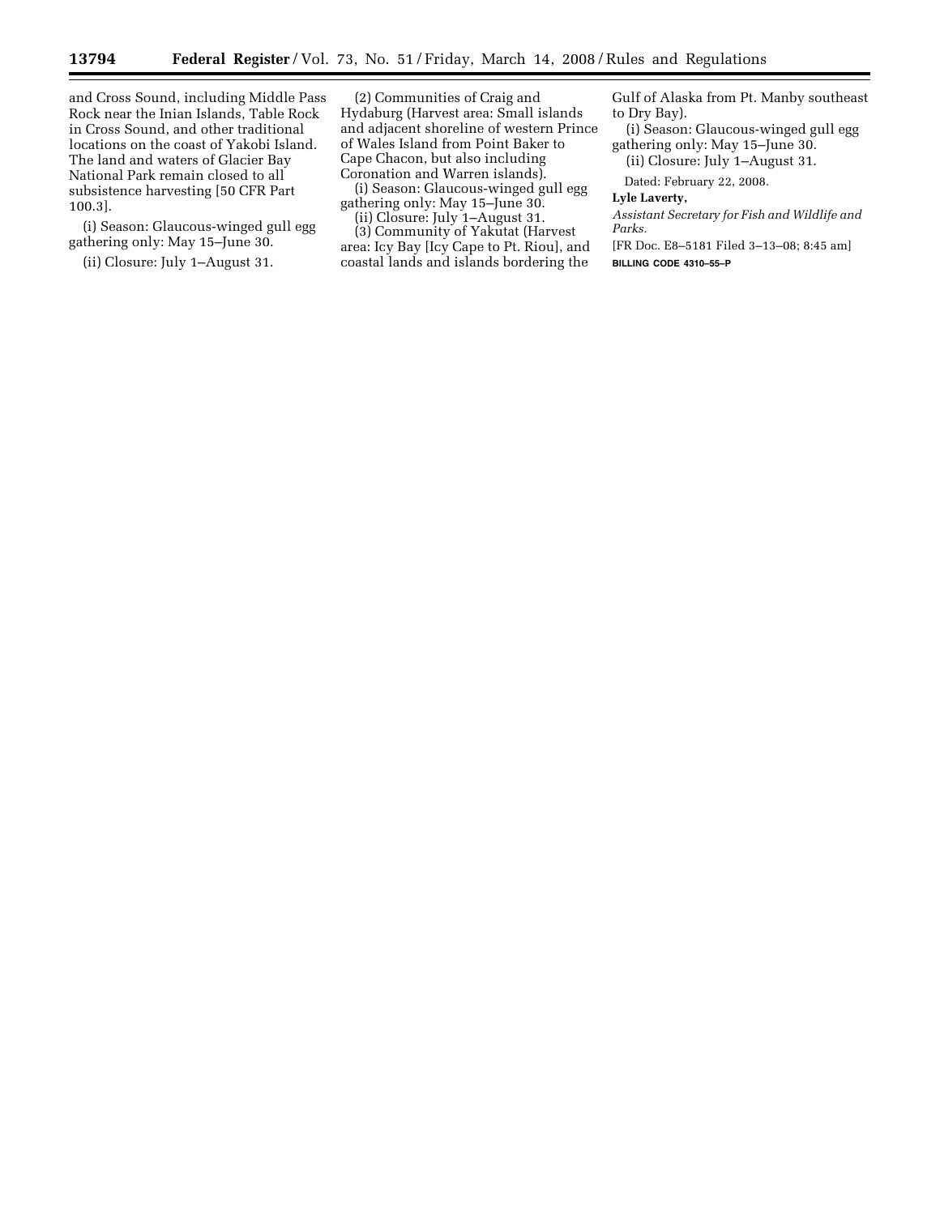and Cross Sound, including Middle Pass Rock near the Inian Islands, Table Rock in Cross Sound, and other traditional locations on the coast of Yakobi Island. The land and waters of Glacier Bay National Park remain closed to all subsistence harvesting [50 CFR Part 100.3].

(i) Season: Glaucous-winged gull egg gathering only: May 15–June 30.

(ii) Closure: July 1–August 31.

(2) Communities of Craig and Hydaburg (Harvest area: Small islands and adjacent shoreline of western Prince of Wales Island from Point Baker to Cape Chacon, but also including Coronation and Warren islands).

(i) Season: Glaucous-winged gull egg gathering only: May 15–June 30.

(ii) Closure: July 1–August 31.

(3) Community of Yakutat (Harvest area: Icy Bay [Icy Cape to Pt. Riou], and coastal lands and islands bordering the Gulf of Alaska from Pt. Manby southeast to Dry Bay).

(i) Season: Glaucous-winged gull egg gathering only: May 15–June 30.

(ii) Closure: July 1–August 31.

Dated: February 22, 2008.

**Lyle Laverty,**

*Assistant Secretary for Fish and Wildlife and Parks.*

[FR Doc. E8–5181 Filed 3–13–08; 8:45 am]

**BILLING CODE 4310–55–P**